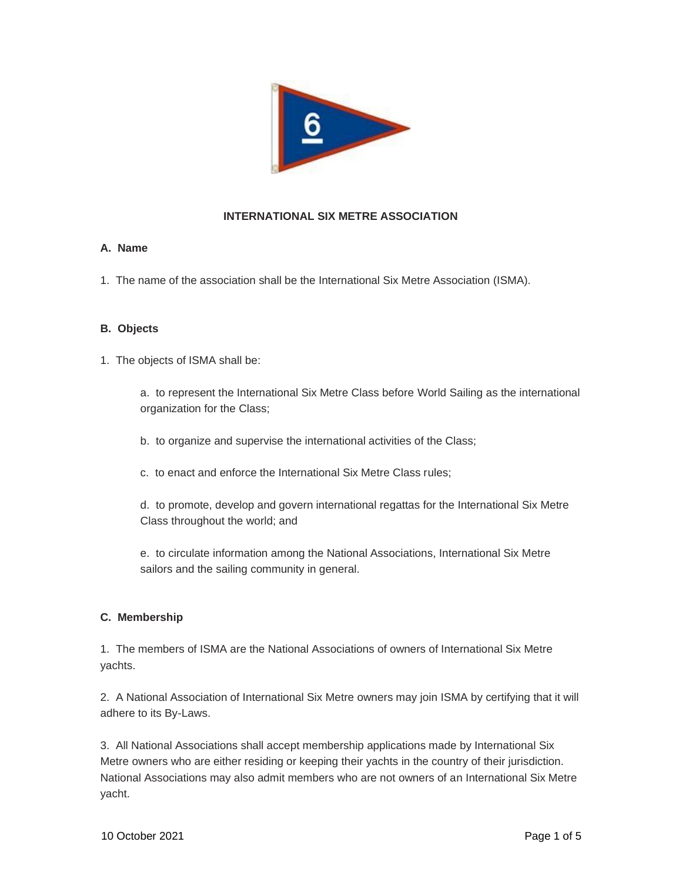# INTERNATIONAL SIX METRE ASSOCIATION

## A. Name

1. The name of the association shall be the International Six Metre Association (ISMA).

## B. Objects

1. The objects of ISMA shall be:

   a. to represent the International Six Metre Class before World Sailing as the international organization for the Class;

   b. to organize and supervise the international activities of the Class;

   c. to enact and enforce the International Six Metre Class rules;

   d. to promote, develop and govern international regattas for the International Six Metre Class throughout the world; and

   e. to circulate information among the National Associations, International Six Metre sailors and the sailing community in general.

## C. Membership

1. The members of ISMA are the National Associations of owners of International Six Metre yachts.

2. A National Association of International Six Metre owners may join ISMA by certifying that it will adhere to its By-Laws.

3. All National Associations shall accept membership applications made by International Six Metre owners who are either residing or keeping their yachts in the country of their jurisdiction. National Associations may also admit members who are not owners of an International Six Metre yacht.

10 October 2021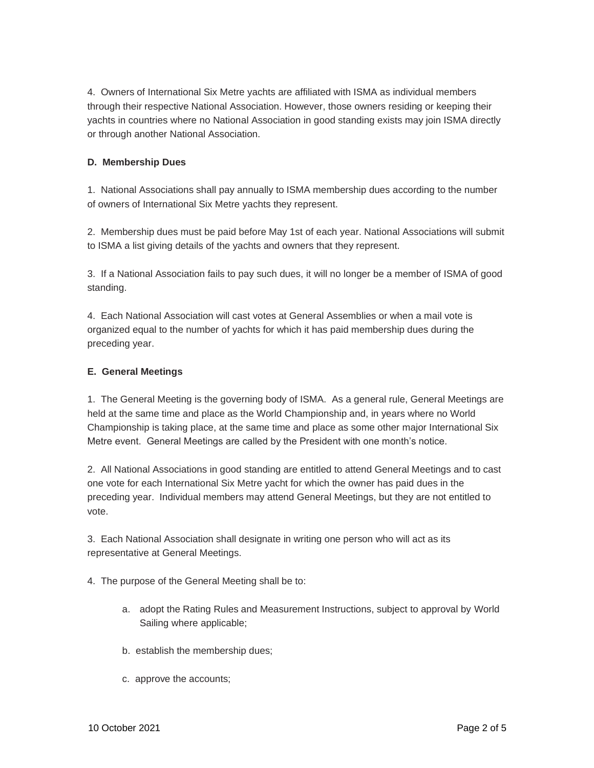4. Owners of International Six Metre yachts are affiliated with ISMA as individual members through their respective National Association. However, those owners residing or keeping their yachts in countries where no National Association in good standing exists may join ISMA directly or through another National Association.

**D. Membership Dues**

1. National Associations shall pay annually to ISMA membership dues according to the number of owners of International Six Metre yachts they represent.

2. Membership dues must be paid before May 1st of each year. National Associations will submit to ISMA a list giving details of the yachts and owners that they represent.

3. If a National Association fails to pay such dues, it will no longer be a member of ISMA of good standing.

4. Each National Association will cast votes at General Assemblies or when a mail vote is organized equal to the number of yachts for which it has paid membership dues during the preceding year.

**E. General Meetings**

1. The General Meeting is the governing body of ISMA. As a general rule, General Meetings are held at the same time and place as the World Championship and, in years where no World Championship is taking place, at the same time and place as some other major International Six Metre event. General Meetings are called by the President with one month's notice.

2. All National Associations in good standing are entitled to attend General Meetings and to cast one vote for each International Six Metre yacht for which the owner has paid dues in the preceding year. Individual members may attend General Meetings, but they are not entitled to vote.

3. Each National Association shall designate in writing one person who will act as its representative at General Meetings.

4. The purpose of the General Meeting shall be to:

   a. adopt the Rating Rules and Measurement Instructions, subject to approval by World Sailing where applicable;

   b. establish the membership dues;

   c. approve the accounts;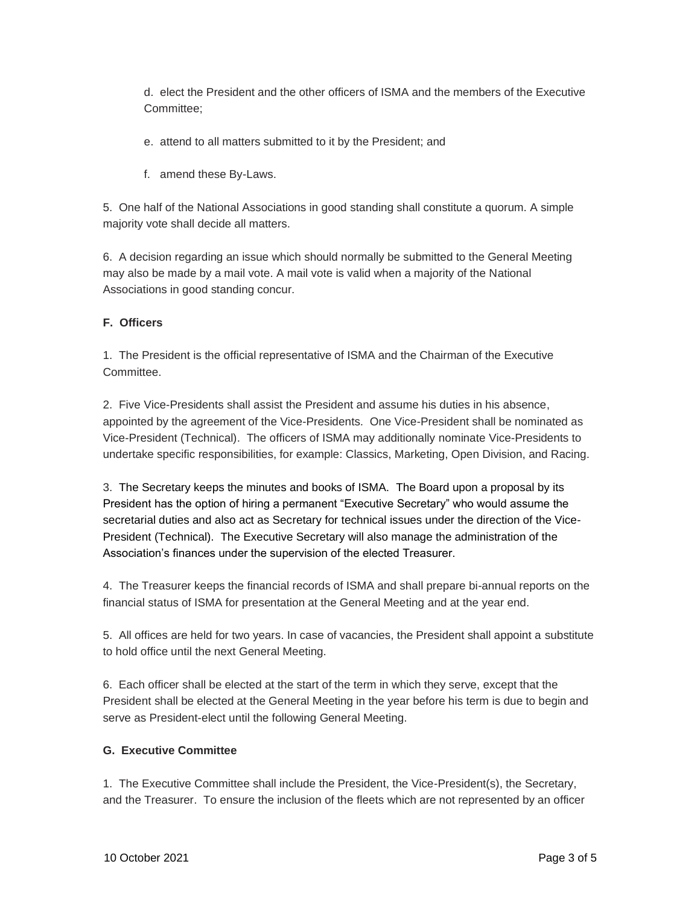d. elect the President and the other officers of ISMA and the members of the Executive Committee;

e. attend to all matters submitted to it by the President; and

f. amend these By-Laws.

5. One half of the National Associations in good standing shall constitute a quorum. A simple majority vote shall decide all matters.

6. A decision regarding an issue which should normally be submitted to the General Meeting may also be made by a mail vote. A mail vote is valid when a majority of the National Associations in good standing concur.

**F. Officers**

1. The President is the official representative of ISMA and the Chairman of the Executive Committee.

2. Five Vice-Presidents shall assist the President and assume his duties in his absence, appointed by the agreement of the Vice-Presidents. One Vice-President shall be nominated as Vice-President (Technical). The officers of ISMA may additionally nominate Vice-Presidents to undertake specific responsibilities, for example: Classics, Marketing, Open Division, and Racing.

3. The Secretary keeps the minutes and books of ISMA. The Board upon a proposal by its President has the option of hiring a permanent "Executive Secretary" who would assume the secretarial duties and also act as Secretary for technical issues under the direction of the Vice-President (Technical). The Executive Secretary will also manage the administration of the Association's finances under the supervision of the elected Treasurer.

4. The Treasurer keeps the financial records of ISMA and shall prepare bi-annual reports on the financial status of ISMA for presentation at the General Meeting and at the year end.

5. All offices are held for two years. In case of vacancies, the President shall appoint a substitute to hold office until the next General Meeting.

6. Each officer shall be elected at the start of the term in which they serve, except that the President shall be elected at the General Meeting in the year before his term is due to begin and serve as President-elect until the following General Meeting.

**G. Executive Committee**

1. The Executive Committee shall include the President, the Vice-President(s), the Secretary, and the Treasurer. To ensure the inclusion of the fleets which are not represented by an officer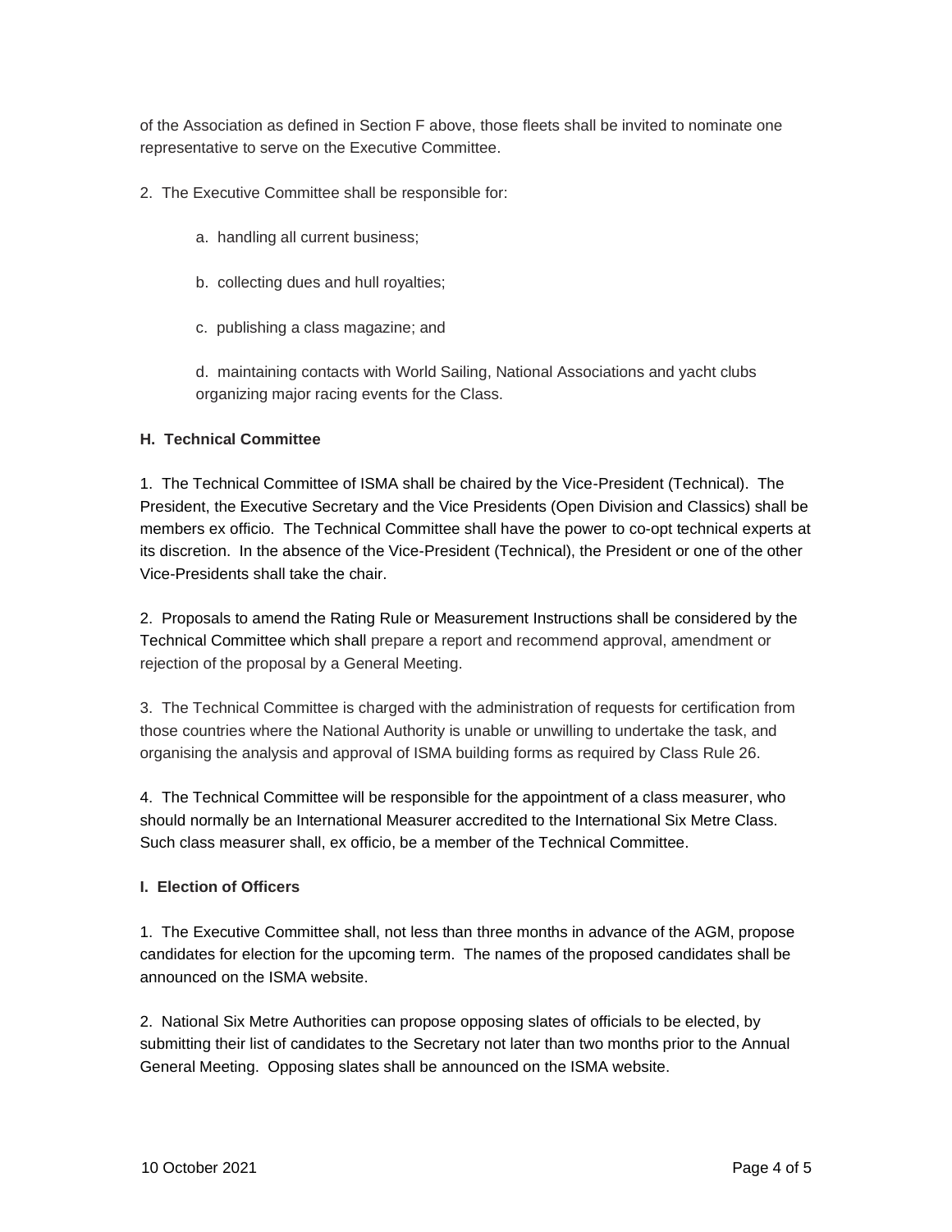of the Association as defined in Section F above, those fleets shall be invited to nominate one representative to serve on the Executive Committee.

2. The Executive Committee shall be responsible for:

   a. handling all current business;

   b. collecting dues and hull royalties;

   c. publishing a class magazine; and

   d. maintaining contacts with World Sailing, National Associations and yacht clubs organizing major racing events for the Class.

**H. Technical Committee**

1. The Technical Committee of ISMA shall be chaired by the Vice-President (Technical). The President, the Executive Secretary and the Vice Presidents (Open Division and Classics) shall be members ex officio. The Technical Committee shall have the power to co-opt technical experts at its discretion. In the absence of the Vice-President (Technical), the President or one of the other Vice-Presidents shall take the chair.

2. Proposals to amend the Rating Rule or Measurement Instructions shall be considered by the Technical Committee which shall prepare a report and recommend approval, amendment or rejection of the proposal by a General Meeting.

3. The Technical Committee is charged with the administration of requests for certification from those countries where the National Authority is unable or unwilling to undertake the task, and organising the analysis and approval of ISMA building forms as required by Class Rule 26.

4. The Technical Committee will be responsible for the appointment of a class measurer, who should normally be an International Measurer accredited to the International Six Metre Class. Such class measurer shall, ex officio, be a member of the Technical Committee.

**I. Election of Officers**

1. The Executive Committee shall, not less than three months in advance of the AGM, propose candidates for election for the upcoming term. The names of the proposed candidates shall be announced on the ISMA website.

2. National Six Metre Authorities can propose opposing slates of officials to be elected, by submitting their list of candidates to the Secretary not later than two months prior to the Annual General Meeting. Opposing slates shall be announced on the ISMA website.

10 October 2021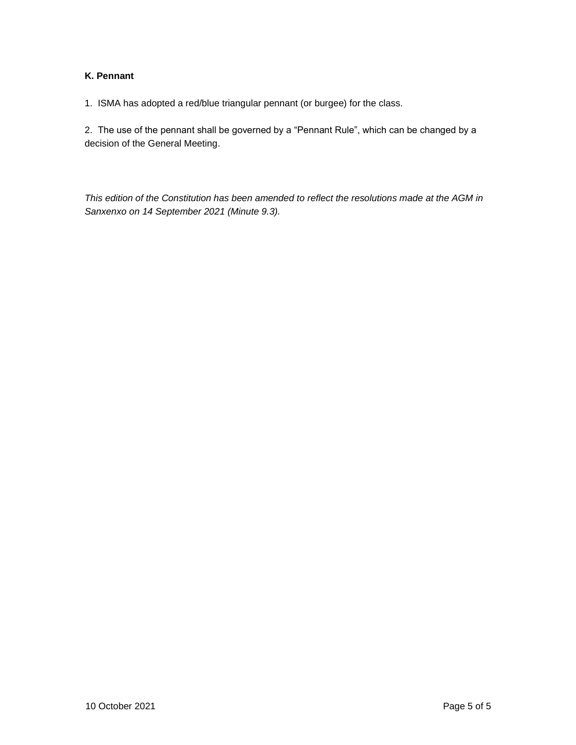**K. Pennant**

1. ISMA has adopted a red/blue triangular pennant (or burgee) for the class.

2. The use of the pennant shall be governed by a “Pennant Rule”, which can be changed by a decision of the General Meeting.

*This edition of the Constitution has been amended to reflect the resolutions made at the AGM in Sanxenxo on 14 September 2021 (Minute 9.3).*